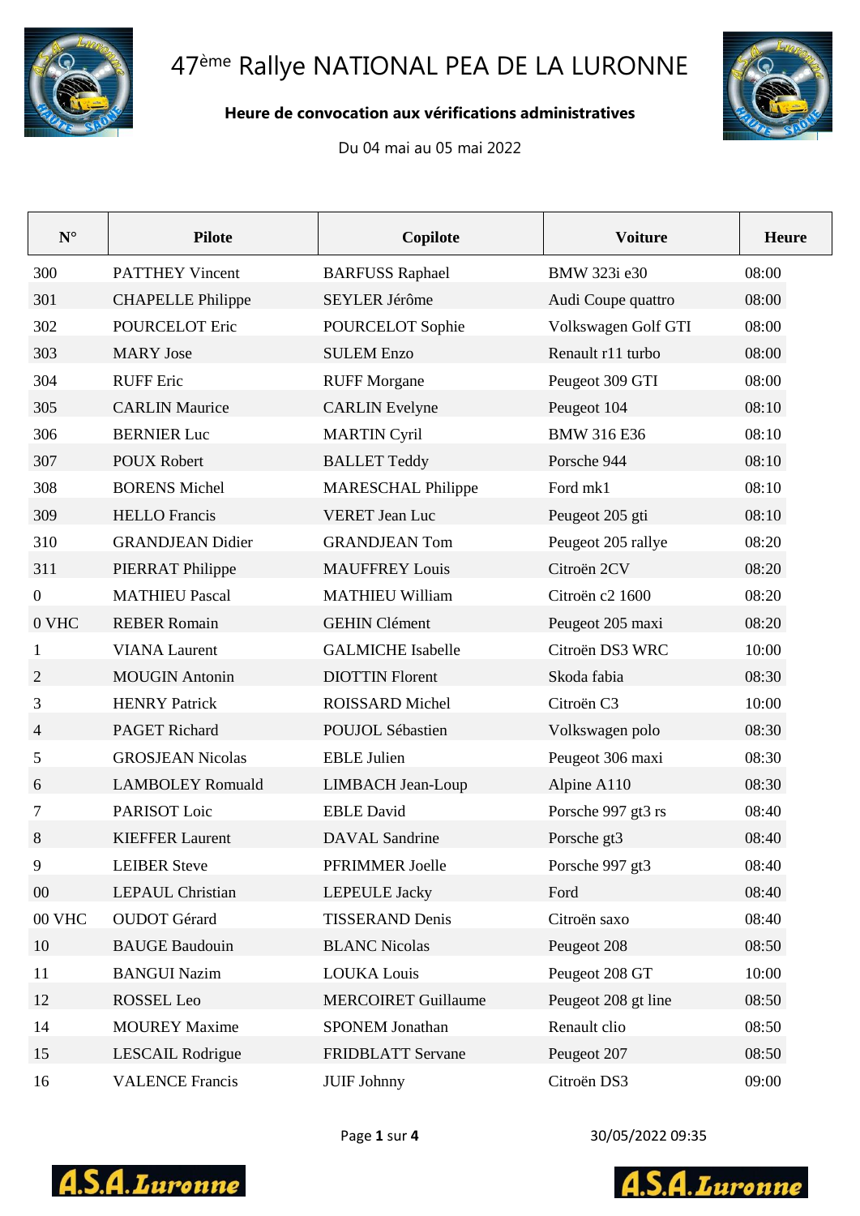# 47ème Rallye NATIONAL PEA DE LA LURONNE

**Heure de convocation aux vérifications administratives**

Du 04 mai au 05 mai 2022

| N° | Pilote | Copilote | Voiture | Heure |
|---|---|---|---|---|
| 300 | PATTHEY Vincent | BARFUSS Raphael | BMW 323i e30 | 08:00 |
| 301 | CHAPELLE Philippe | SEYLER Jérôme | Audi Coupe quattro | 08:00 |
| 302 | POURCELOT Eric | POURCELOT Sophie | Volkswagen Golf GTI | 08:00 |
| 303 | MARY Jose | SULEM Enzo | Renault r11 turbo | 08:00 |
| 304 | RUFF Eric | RUFF Morgane | Peugeot 309 GTI | 08:00 |
| 305 | CARLIN Maurice | CARLIN Evelyne | Peugeot 104 | 08:10 |
| 306 | BERNIER Luc | MARTIN Cyril | BMW 316 E36 | 08:10 |
| 307 | POUX Robert | BALLET Teddy | Porsche 944 | 08:10 |
| 308 | BORENS Michel | MARESCHAL Philippe | Ford mk1 | 08:10 |
| 309 | HELLO Francis | VERET Jean Luc | Peugeot 205 gti | 08:10 |
| 310 | GRANDJEAN Didier | GRANDJEAN Tom | Peugeot 205 rallye | 08:20 |
| 311 | PIERRAT Philippe | MAUFFREY Louis | Citroën 2CV | 08:20 |
| 0 | MATHIEU Pascal | MATHIEU William | Citroën c2 1600 | 08:20 |
| 0 VHC | REBER Romain | GEHIN Clément | Peugeot 205 maxi | 08:20 |
| 1 | VIANA Laurent | GALMICHE Isabelle | Citroën DS3 WRC | 10:00 |
| 2 | MOUGIN Antonin | DIOTTIN Florent | Skoda fabia | 08:30 |
| 3 | HENRY Patrick | ROISSARD Michel | Citroën C3 | 10:00 |
| 4 | PAGET Richard | POUJOL Sébastien | Volkswagen polo | 08:30 |
| 5 | GROSJEAN Nicolas | EBLE Julien | Peugeot 306 maxi | 08:30 |
| 6 | LAMBOLEY Romuald | LIMBACH Jean-Loup | Alpine A110 | 08:30 |
| 7 | PARISOT Loic | EBLE David | Porsche 997 gt3 rs | 08:40 |
| 8 | KIEFFER Laurent | DAVAL Sandrine | Porsche gt3 | 08:40 |
| 9 | LEIBER Steve | PFRIMMER Joelle | Porsche 997 gt3 | 08:40 |
| 00 | LEPAUL Christian | LEPEULE Jacky | Ford | 08:40 |
| 00 VHC | OUDOT Gérard | TISSERAND Denis | Citroën saxo | 08:40 |
| 10 | BAUGE Baudouin | BLANC Nicolas | Peugeot 208 | 08:50 |
| 11 | BANGUI Nazim | LOUKA Louis | Peugeot 208 GT | 10:00 |
| 12 | ROSSEL Leo | MERCOIRET Guillaume | Peugeot 208 gt line | 08:50 |
| 14 | MOUREY Maxime | SPONEM Jonathan | Renault clio | 08:50 |
| 15 | LESCAIL Rodrigue | FRIDBLATT Servane | Peugeot 207 | 08:50 |
| 16 | VALENCE Francis | JUIF Johnny | Citroën DS3 | 09:00 |

30/05/2022 09:35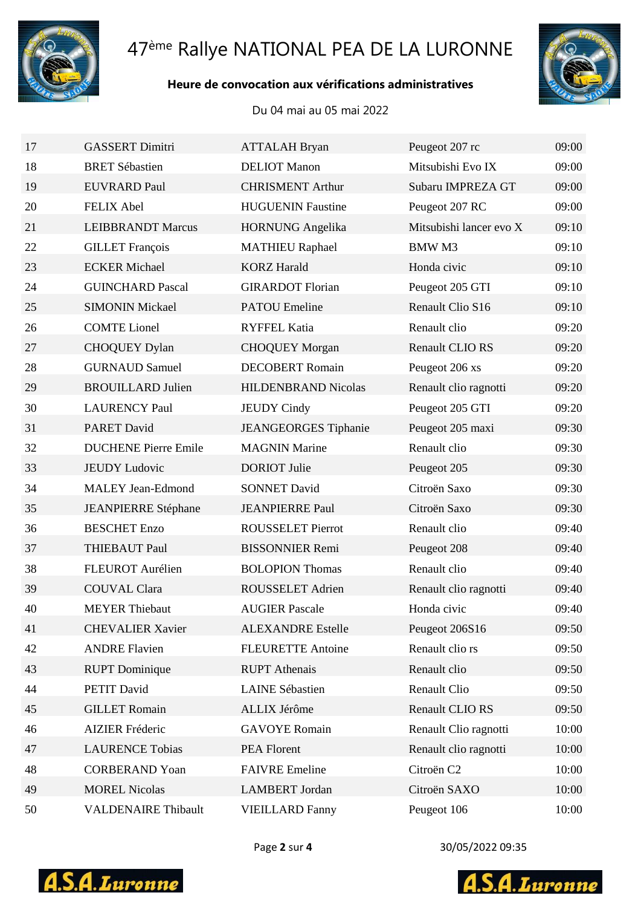# 47ème Rallye NATIONAL PEA DE LA LURONNE

**Heure de convocation aux vérifications administratives**

Du 04 mai au 05 mai 2022

| | | | | |
|---|---|---|---|---|
| 17 | GASSERT Dimitri | ATTALAH Bryan | Peugeot 207 rc | 09:00 |
| 18 | BRET Sébastien | DELIOT Manon | Mitsubishi Evo IX | 09:00 |
| 19 | EUVRARD Paul | CHRISMENT Arthur | Subaru IMPREZA GT | 09:00 |
| 20 | FELIX Abel | HUGUENIN Faustine | Peugeot 207 RC | 09:00 |
| 21 | LEIBBRANDT Marcus | HORNUNG Angelika | Mitsubishi lancer evo X | 09:10 |
| 22 | GILLET François | MATHIEU Raphael | BMW M3 | 09:10 |
| 23 | ECKER Michael | KORZ Harald | Honda civic | 09:10 |
| 24 | GUINCHARD Pascal | GIRARDOT Florian | Peugeot 205 GTI | 09:10 |
| 25 | SIMONIN Mickael | PATOU Emeline | Renault Clio S16 | 09:10 |
| 26 | COMTE Lionel | RYFFEL Katia | Renault clio | 09:20 |
| 27 | CHOQUEY Dylan | CHOQUEY Morgan | Renault CLIO RS | 09:20 |
| 28 | GURNAUD Samuel | DECOBERT Romain | Peugeot 206 xs | 09:20 |
| 29 | BROUILLARD Julien | HILDENBRAND Nicolas | Renault clio ragnotti | 09:20 |
| 30 | LAURENCY Paul | JEUDY Cindy | Peugeot 205 GTI | 09:20 |
| 31 | PARET David | JEANGEORGES Tiphanie | Peugeot 205 maxi | 09:30 |
| 32 | DUCHENE Pierre Emile | MAGNIN Marine | Renault clio | 09:30 |
| 33 | JEUDY Ludovic | DORIOT Julie | Peugeot 205 | 09:30 |
| 34 | MALEY Jean-Edmond | SONNET David | Citroën Saxo | 09:30 |
| 35 | JEANPIERRE Stéphane | JEANPIERRE Paul | Citroën Saxo | 09:30 |
| 36 | BESCHET Enzo | ROUSSELET Pierrot | Renault clio | 09:40 |
| 37 | THIEBAUT Paul | BISSONNIER Remi | Peugeot 208 | 09:40 |
| 38 | FLEUROT Aurélien | BOLOPION Thomas | Renault clio | 09:40 |
| 39 | COUVAL Clara | ROUSSELET Adrien | Renault clio ragnotti | 09:40 |
| 40 | MEYER Thiebaut | AUGIER Pascale | Honda civic | 09:40 |
| 41 | CHEVALIER Xavier | ALEXANDRE Estelle | Peugeot 206S16 | 09:50 |
| 42 | ANDRE Flavien | FLEURETTE Antoine | Renault clio rs | 09:50 |
| 43 | RUPT Dominique | RUPT Athenais | Renault clio | 09:50 |
| 44 | PETIT David | LAINE Sébastien | Renault Clio | 09:50 |
| 45 | GILLET Romain | ALLIX Jérôme | Renault CLIO RS | 09:50 |
| 46 | AIZIER Fréderic | GAVOYE Romain | Renault Clio ragnotti | 10:00 |
| 47 | LAURENCE Tobias | PEA Florent | Renault clio ragnotti | 10:00 |
| 48 | CORBERAND Yoan | FAIVRE Emeline | Citroën C2 | 10:00 |
| 49 | MOREL Nicolas | LAMBERT Jordan | Citroën SAXO | 10:00 |
| 50 | VALDENAIRE Thibault | VIEILLARD Fanny | Peugeot 106 | 10:00 |

30/05/2022 09:35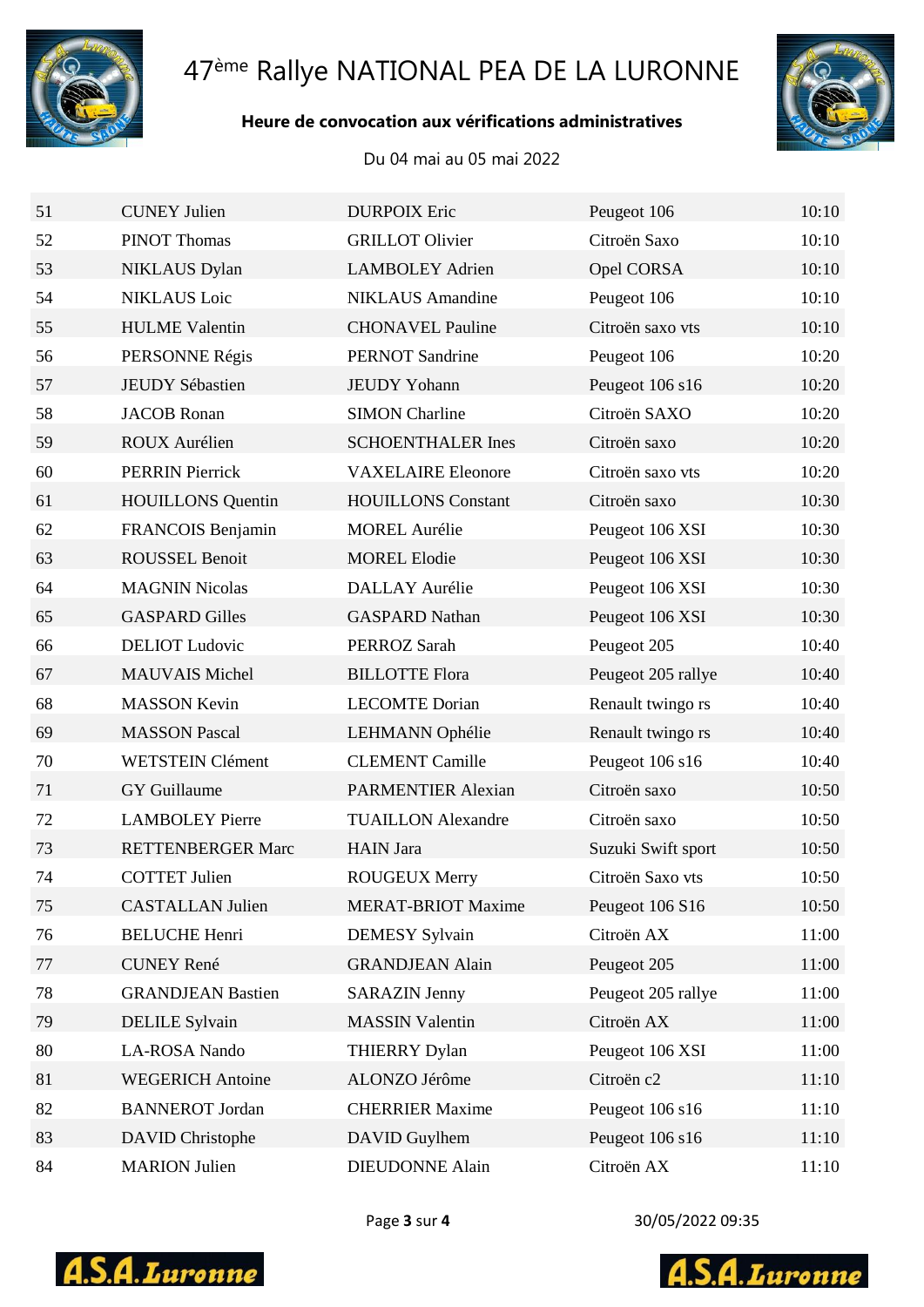# 47ème Rallye NATIONAL PEA DE LA LURONNE

**Heure de convocation aux vérifications administratives**

Du 04 mai au 05 mai 2022

| | | | | |
|---|---|---|---|---|
| 51 | CUNEY Julien | DURPOIX Eric | Peugeot 106 | 10:10 |
| 52 | PINOT Thomas | GRILLOT Olivier | Citroën Saxo | 10:10 |
| 53 | NIKLAUS Dylan | LAMBOLEY Adrien | Opel CORSA | 10:10 |
| 54 | NIKLAUS Loic | NIKLAUS Amandine | Peugeot 106 | 10:10 |
| 55 | HULME Valentin | CHONAVEL Pauline | Citroën saxo vts | 10:10 |
| 56 | PERSONNE Régis | PERNOT Sandrine | Peugeot 106 | 10:20 |
| 57 | JEUDY Sébastien | JEUDY Yohann | Peugeot 106 s16 | 10:20 |
| 58 | JACOB Ronan | SIMON Charline | Citroën SAXO | 10:20 |
| 59 | ROUX Aurélien | SCHOENTHALER Ines | Citroën saxo | 10:20 |
| 60 | PERRIN Pierrick | VAXELAIRE Eleonore | Citroën saxo vts | 10:20 |
| 61 | HOUILLONS Quentin | HOUILLONS Constant | Citroën saxo | 10:30 |
| 62 | FRANCOIS Benjamin | MOREL Aurélie | Peugeot 106 XSI | 10:30 |
| 63 | ROUSSEL Benoit | MOREL Elodie | Peugeot 106 XSI | 10:30 |
| 64 | MAGNIN Nicolas | DALLAY Aurélie | Peugeot 106 XSI | 10:30 |
| 65 | GASPARD Gilles | GASPARD Nathan | Peugeot 106 XSI | 10:30 |
| 66 | DELIOT Ludovic | PERROZ Sarah | Peugeot 205 | 10:40 |
| 67 | MAUVAIS Michel | BILLOTTE Flora | Peugeot 205 rallye | 10:40 |
| 68 | MASSON Kevin | LECOMTE Dorian | Renault twingo rs | 10:40 |
| 69 | MASSON Pascal | LEHMANN Ophélie | Renault twingo rs | 10:40 |
| 70 | WETSTEIN Clément | CLEMENT Camille | Peugeot 106 s16 | 10:40 |
| 71 | GY Guillaume | PARMENTIER Alexian | Citroën saxo | 10:50 |
| 72 | LAMBOLEY Pierre | TUAILLON Alexandre | Citroën saxo | 10:50 |
| 73 | RETTENBERGER Marc | HAIN Jara | Suzuki Swift sport | 10:50 |
| 74 | COTTET Julien | ROUGEUX Merry | Citroën Saxo vts | 10:50 |
| 75 | CASTALLAN Julien | MERAT-BRIOT Maxime | Peugeot 106 S16 | 10:50 |
| 76 | BELUCHE Henri | DEMESY Sylvain | Citroën AX | 11:00 |
| 77 | CUNEY René | GRANDJEAN Alain | Peugeot 205 | 11:00 |
| 78 | GRANDJEAN Bastien | SARAZIN Jenny | Peugeot 205 rallye | 11:00 |
| 79 | DELILE Sylvain | MASSIN Valentin | Citroën AX | 11:00 |
| 80 | LA-ROSA Nando | THIERRY Dylan | Peugeot 106 XSI | 11:00 |
| 81 | WEGERICH Antoine | ALONZO Jérôme | Citroën c2 | 11:10 |
| 82 | BANNEROT Jordan | CHERRIER Maxime | Peugeot 106 s16 | 11:10 |
| 83 | DAVID Christophe | DAVID Guylhem | Peugeot 106 s16 | 11:10 |
| 84 | MARION Julien | DIEUDONNE Alain | Citroën AX | 11:10 |

30/05/2022 09:35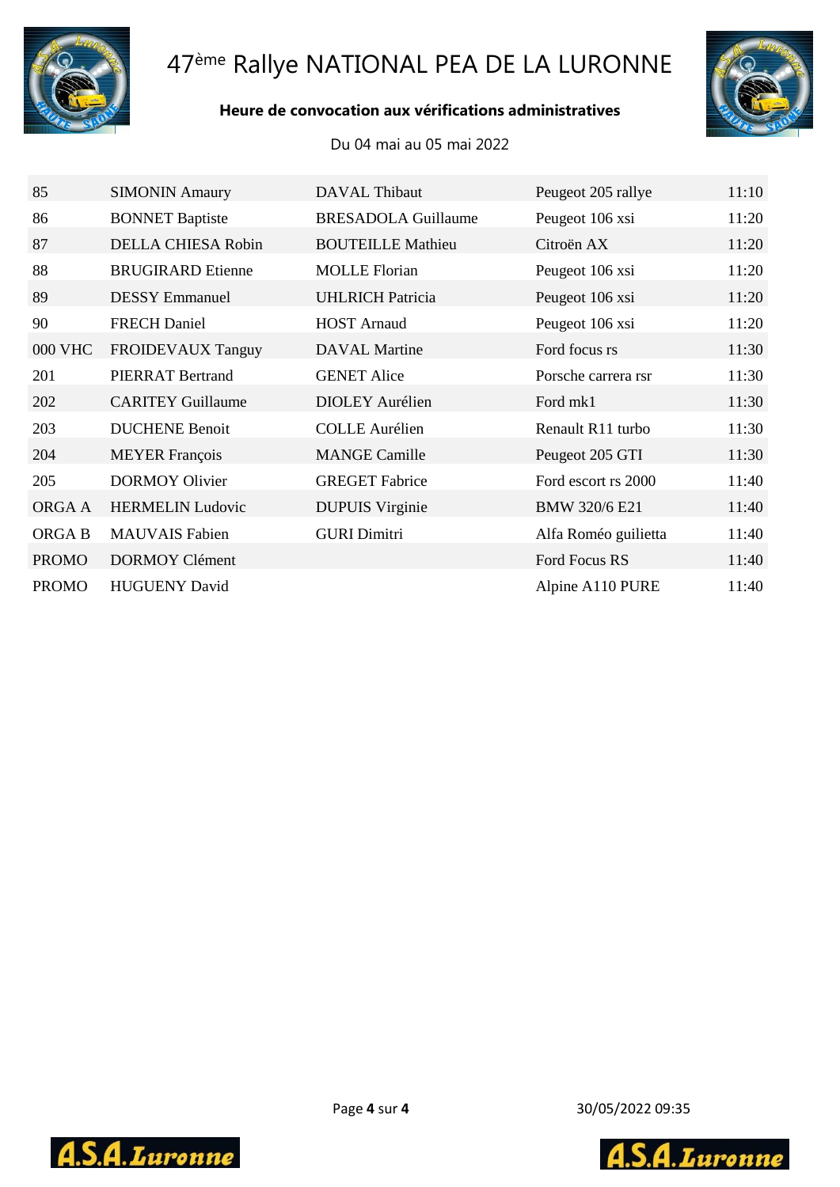# 47ème Rallye NATIONAL PEA DE LA LURONNE

**Heure de convocation aux vérifications administratives**

Du 04 mai au 05 mai 2022

| | | | | |
|---|---|---|---|---|
| 85 | SIMONIN Amaury | DAVAL Thibaut | Peugeot 205 rallye | 11:10 |
| 86 | BONNET Baptiste | BRESADOLA Guillaume | Peugeot 106 xsi | 11:20 |
| 87 | DELLA CHIESA Robin | BOUTEILLE Mathieu | Citroën AX | 11:20 |
| 88 | BRUGIRARD Etienne | MOLLE Florian | Peugeot 106 xsi | 11:20 |
| 89 | DESSY Emmanuel | UHLRICH Patricia | Peugeot 106 xsi | 11:20 |
| 90 | FRECH Daniel | HOST Arnaud | Peugeot 106 xsi | 11:20 |
| 000 VHC | FROIDEVAUX Tanguy | DAVAL Martine | Ford focus rs | 11:30 |
| 201 | PIERRAT Bertrand | GENET Alice | Porsche carrera rsr | 11:30 |
| 202 | CARITEY Guillaume | DIOLEY Aurélien | Ford mk1 | 11:30 |
| 203 | DUCHENE Benoit | COLLE Aurélien | Renault R11 turbo | 11:30 |
| 204 | MEYER François | MANGE Camille | Peugeot 205 GTI | 11:30 |
| 205 | DORMOY Olivier | GREGET Fabrice | Ford escort rs 2000 | 11:40 |
| ORGA A | HERMELIN Ludovic | DUPUIS Virginie | BMW 320/6 E21 | 11:40 |
| ORGA B | MAUVAIS Fabien | GURI Dimitri | Alfa Roméo guilietta | 11:40 |
| PROMO | DORMOY Clément | | Ford Focus RS | 11:40 |
| PROMO | HUGUENY David | | Alpine A110 PURE | 11:40 |

30/05/2022 09:35